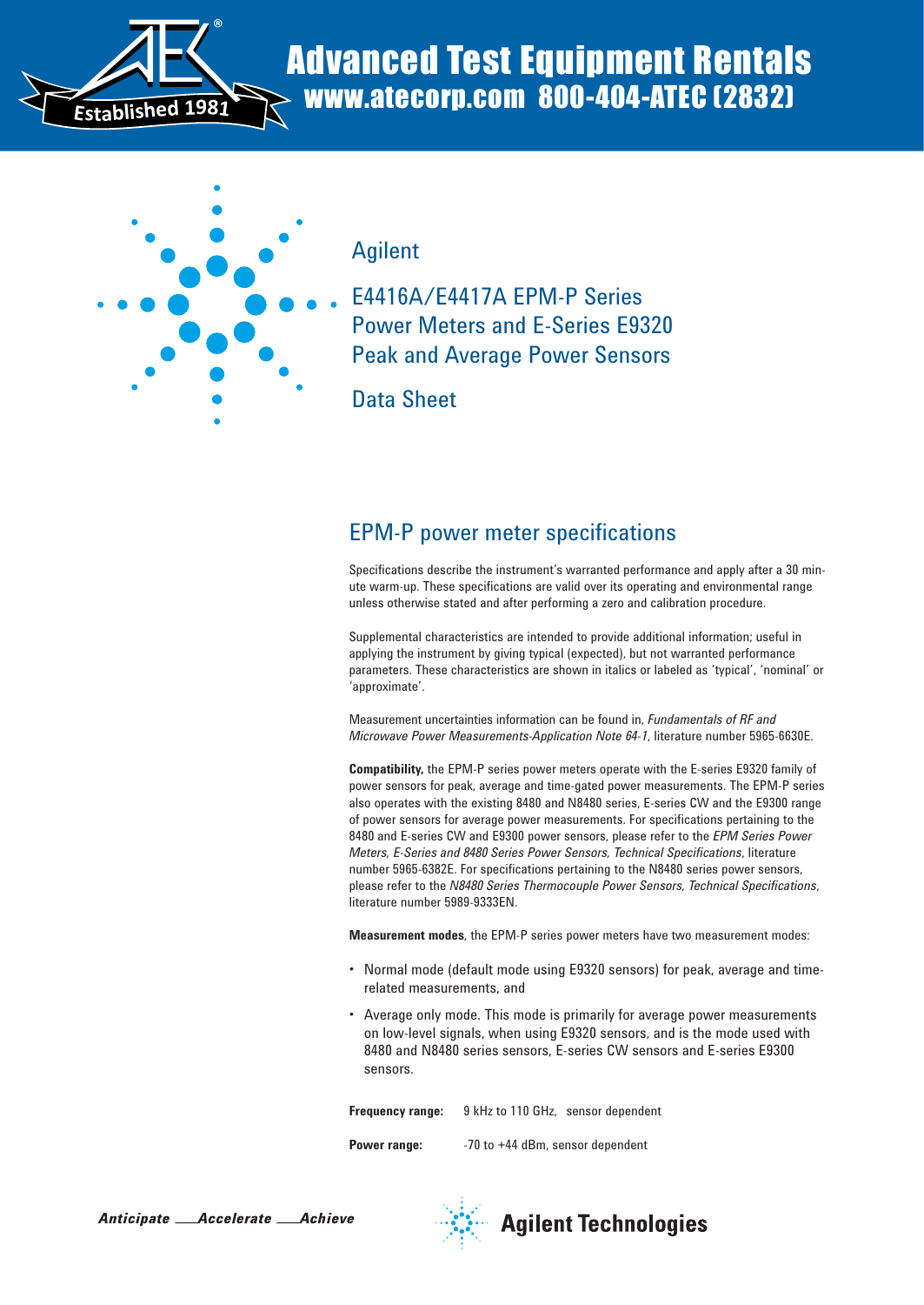Advanced Test Equipment Rentals
www.atecorp.com 800-404-ATEC (2832)

Agilent

# E4416A/E4417A EPM-P Series Power Meters and E-Series E9320 Peak and Average Power Sensors

Data Sheet

## EPM-P power meter specifications

Specifications describe the instrument's warranted performance and apply after a 30 minute warm-up. These specifications are valid over its operating and environmental range unless otherwise stated and after performing a zero and calibration procedure.

Supplemental characteristics are intended to provide additional information; useful in applying the instrument by giving typical (expected), but not warranted performance parameters. These characteristics are shown in italics or labeled as 'typical', 'nominal' or 'approximate'.

Measurement uncertainties information can be found in, *Fundamentals of RF and Microwave Power Measurements-Application Note 64-1,* literature number 5965-6630E.

**Compatibility,** the EPM-P series power meters operate with the E-series E9320 family of power sensors for peak, average and time-gated power measurements. The EPM-P series also operates with the existing 8480 and N8480 series, E-series CW and the E9300 range of power sensors for average power measurements. For specifications pertaining to the 8480 and E-series CW and E9300 power sensors, please refer to the *EPM Series Power Meters, E-Series and 8480 Series Power Sensors, Technical Specifications*, literature number 5965-6382E. For specifications pertaining to the N8480 series power sensors, please refer to the *N8480 Series Thermocouple Power Sensors, Technical Specifications*, literature number 5989-9333EN.

**Measurement modes**, the EPM-P series power meters have two measurement modes:

- Normal mode (default mode using E9320 sensors) for peak, average and time-related measurements, and
- Average only mode. This mode is primarily for average power measurements on low-level signals, when using E9320 sensors, and is the mode used with 8480 and N8480 series sensors, E-series CW sensors and E-series E9300 sensors.

**Frequency range:** 9 kHz to 110 GHz, sensor dependent

**Power range:** -70 to +44 dBm, sensor dependent

*Anticipate ___Accelerate ___Achieve*

Agilent Technologies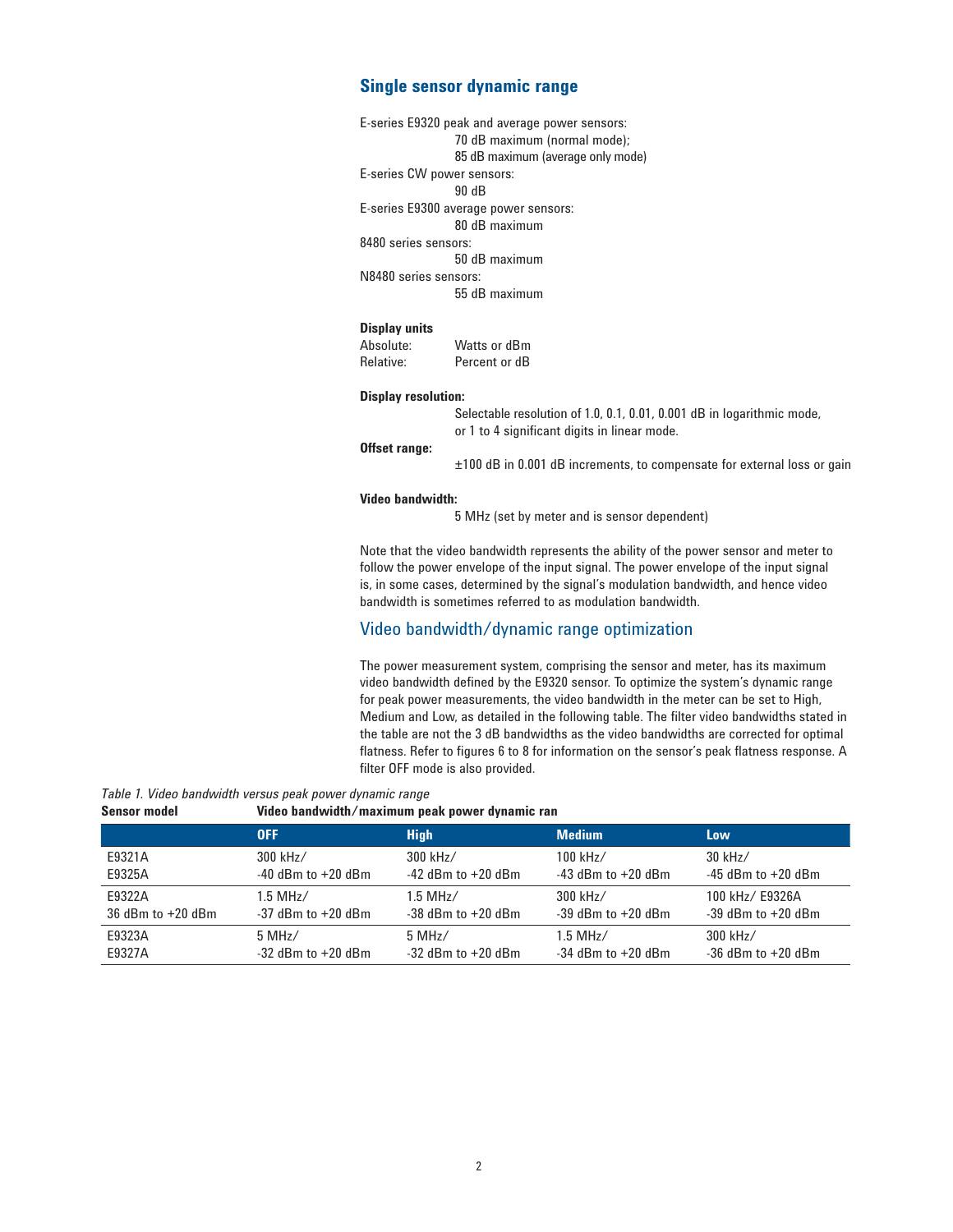## Single sensor dynamic range

E-series E9320 peak and average power sensors:
70 dB maximum (normal mode);
85 dB maximum (average only mode)

E-series CW power sensors:
90 dB

E-series E9300 average power sensors:
80 dB maximum

8480 series sensors:
50 dB maximum

N8480 series sensors:
55 dB maximum

**Display units**

Absolute: Watts or dBm
Relative: Percent or dB

**Display resolution:**

Selectable resolution of 1.0, 0.1, 0.01, 0.001 dB in logarithmic mode, or 1 to 4 significant digits in linear mode.

**Offset range:**

±100 dB in 0.001 dB increments, to compensate for external loss or gain

**Video bandwidth:**

5 MHz (set by meter and is sensor dependent)

Note that the video bandwidth represents the ability of the power sensor and meter to follow the power envelope of the input signal. The power envelope of the input signal is, in some cases, determined by the signal's modulation bandwidth, and hence video bandwidth is sometimes referred to as modulation bandwidth.

## Video bandwidth/dynamic range optimization

The power measurement system, comprising the sensor and meter, has its maximum video bandwidth defined by the E9320 sensor. To optimize the system's dynamic range for peak power measurements, the video bandwidth in the meter can be set to High, Medium and Low, as detailed in the following table. The filter video bandwidths stated in the table are not the 3 dB bandwidths as the video bandwidths are corrected for optimal flatness. Refer to figures 6 to 8 for information on the sensor's peak flatness response. A filter OFF mode is also provided.

*Table 1. Video bandwidth versus peak power dynamic range*

| Sensor model | Video bandwidth/maximum peak power dynamic ran | | | |
|---|---|---|---|---|
| | **OFF** | **High** | **Medium** | **Low** |
| E9321A<br>E9325A | 300 kHz/<br>-40 dBm to +20 dBm | 300 kHz/<br>-42 dBm to +20 dBm | 100 kHz/<br>-43 dBm to +20 dBm | 30 kHz/<br>-45 dBm to +20 dBm |
| E9322A<br>36 dBm to +20 dBm | 1.5 MHz/<br>-37 dBm to +20 dBm | 1.5 MHz/<br>-38 dBm to +20 dBm | 300 kHz/<br>-39 dBm to +20 dBm | 100 kHz/ E9326A<br>-39 dBm to +20 dBm |
| E9323A<br>E9327A | 5 MHz/<br>-32 dBm to +20 dBm | 5 MHz/<br>-32 dBm to +20 dBm | 1.5 MHz/<br>-34 dBm to +20 dBm | 300 kHz/<br>-36 dBm to +20 dBm |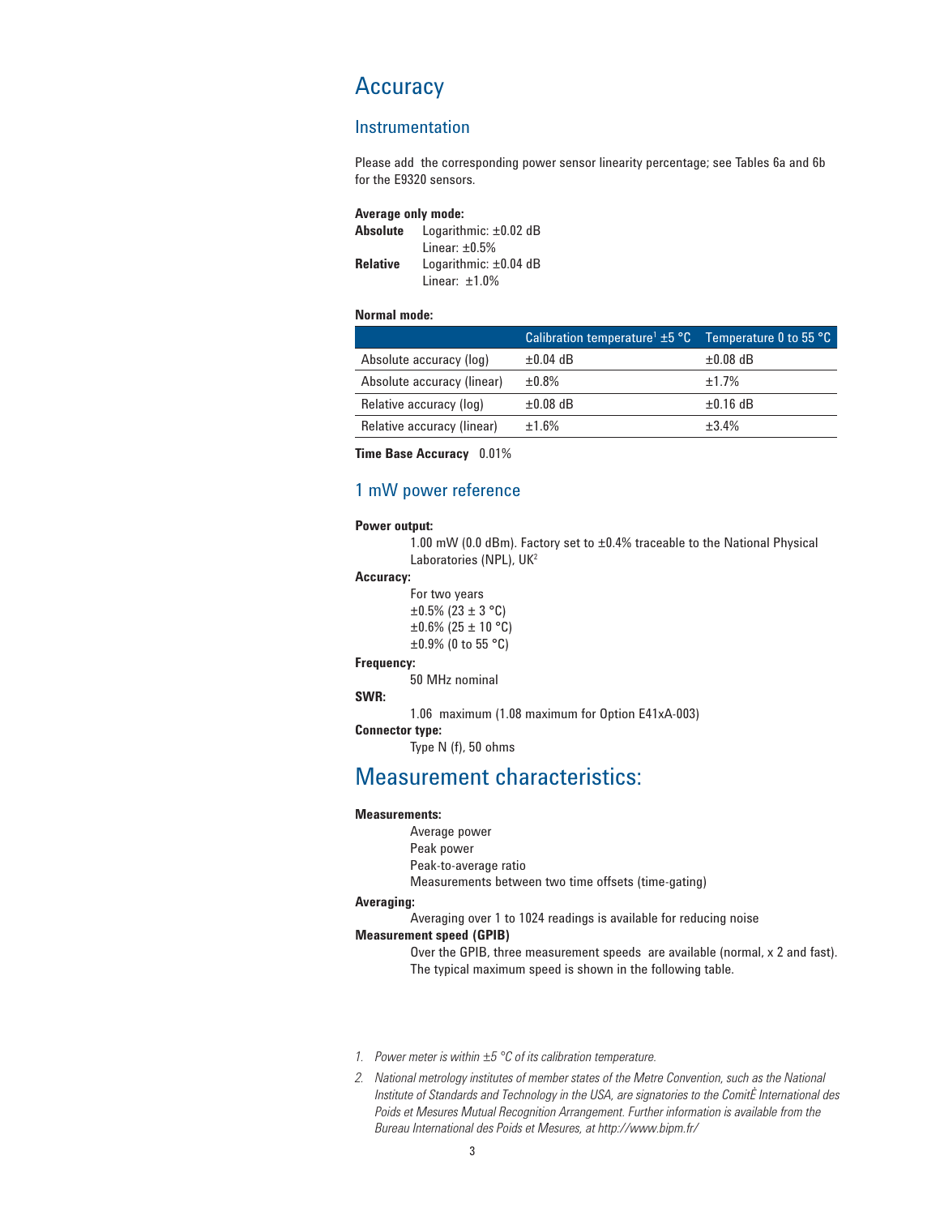# Accuracy

## Instrumentation

Please add the corresponding power sensor linearity percentage; see Tables 6a and 6b for the E9320 sensors.

**Average only mode:**

**Absolute** Logarithmic: ±0.02 dB
Linear: ±0.5%

**Relative** Logarithmic: ±0.04 dB
Linear: ±1.0%

**Normal mode:**

| | Calibration temperature[1] ±5 °C | Temperature 0 to 55 °C |
|---|---|---|
| Absolute accuracy (log) | ±0.04 dB | ±0.08 dB |
| Absolute accuracy (linear) | ±0.8% | ±1.7% |
| Relative accuracy (log) | ±0.08 dB | ±0.16 dB |
| Relative accuracy (linear) | ±1.6% | ±3.4% |

**Time Base Accuracy** 0.01%

## 1 mW power reference

**Power output:**

1.00 mW (0.0 dBm). Factory set to ±0.4% traceable to the National Physical Laboratories (NPL), UK[2]

**Accuracy:**

For two years
±0.5% (23 ± 3 °C)
±0.6% (25 ± 10 °C)
±0.9% (0 to 55 °C)

**Frequency:**

50 MHz nominal

**SWR:**

1.06 maximum (1.08 maximum for Option E41xA-003)

**Connector type:**

Type N (f), 50 ohms

# Measurement characteristics:

**Measurements:**

Average power
Peak power
Peak-to-average ratio
Measurements between two time offsets (time-gating)

**Averaging:**

Averaging over 1 to 1024 readings is available for reducing noise

**Measurement speed (GPIB)**

Over the GPIB, three measurement speeds are available (normal, x 2 and fast). The typical maximum speed is shown in the following table.

1. *Power meter is within ±5 °C of its calibration temperature.*
2. *National metrology institutes of member states of the Metre Convention, such as the National Institute of Standards and Technology in the USA, are signatories to the ComitÈ International des Poids et Mesures Mutual Recognition Arrangement. Further information is available from the Bureau International des Poids et Mesures, at http://www.bipm.fr/*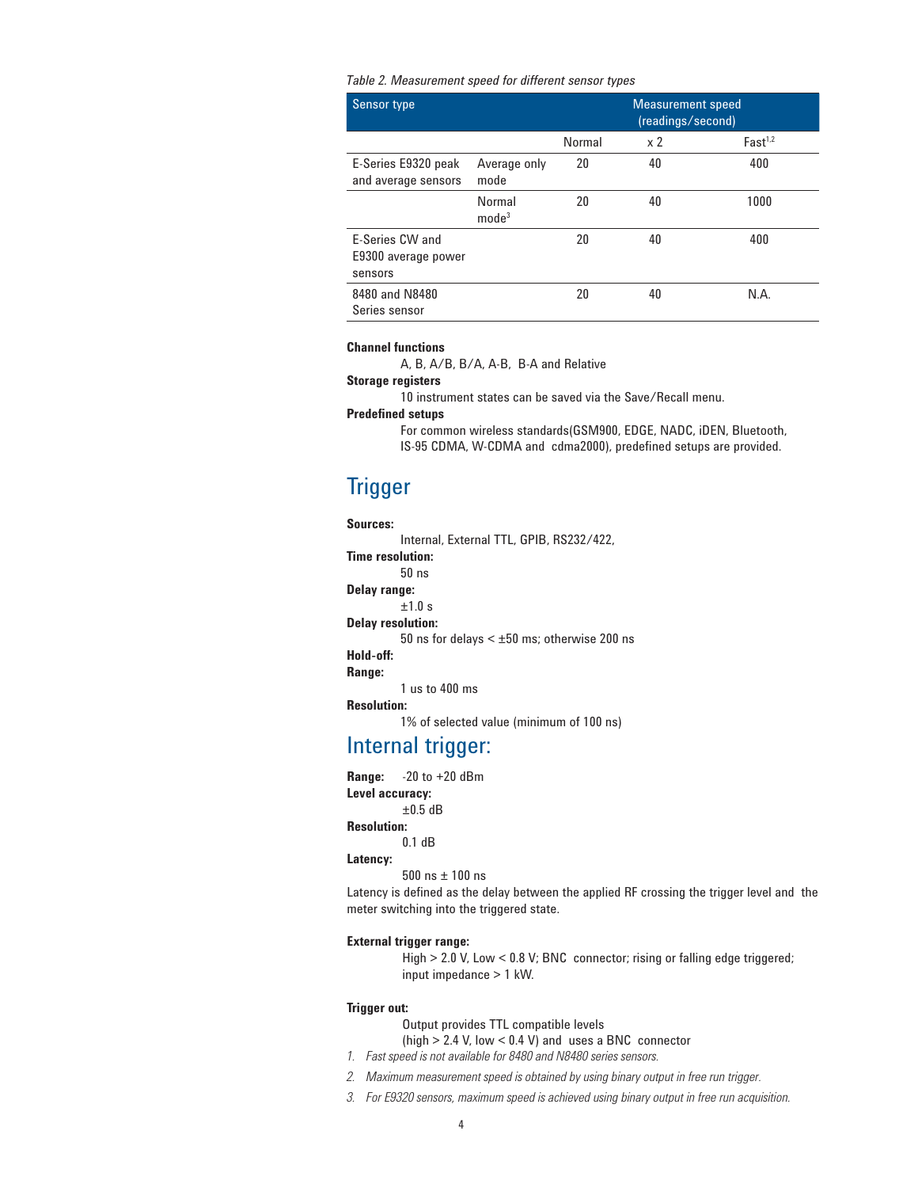*Table 2. Measurement speed for different sensor types*

| Sensor type | | Measurement speed (readings/second) | | |
|---|---|---|---|---|
| | | Normal | x 2 | Fast[1,2] |
| E-Series E9320 peak and average sensors | Average only mode | 20 | 40 | 400 |
| | Normal mode[3] | 20 | 40 | 1000 |
| E-Series CW and E9300 average power sensors | | 20 | 40 | 400 |
| 8480 and N8480 Series sensor | | 20 | 40 | N.A. |

**Channel functions**

A, B, A/B, B/A, A-B, B-A and Relative

**Storage registers**

10 instrument states can be saved via the Save/Recall menu.

**Predefined setups**

For common wireless standards(GSM900, EDGE, NADC, iDEN, Bluetooth, IS-95 CDMA, W-CDMA and cdma2000), predefined setups are provided.

## Trigger

**Sources:**

Internal, External TTL, GPIB, RS232/422,

**Time resolution:**

50 ns

**Delay range:**

±1.0 s

**Delay resolution:**

50 ns for delays < ±50 ms; otherwise 200 ns

**Hold-off:**

**Range:**

1 us to 400 ms

**Resolution:**

1% of selected value (minimum of 100 ns)

## Internal trigger:

**Range:** -20 to +20 dBm

**Level accuracy:**

±0.5 dB

**Resolution:**

0.1 dB

**Latency:**

500 ns ± 100 ns

Latency is defined as the delay between the applied RF crossing the trigger level and the meter switching into the triggered state.

**External trigger range:**

High > 2.0 V, Low < 0.8 V; BNC connector; rising or falling edge triggered; input impedance > 1 kW.

**Trigger out:**

Output provides TTL compatible levels (high > 2.4 V, low < 0.4 V) and uses a BNC connector

1. *Fast speed is not available for 8480 and N8480 series sensors.*
2. *Maximum measurement speed is obtained by using binary output in free run trigger.*
3. *For E9320 sensors, maximum speed is achieved using binary output in free run acquisition.*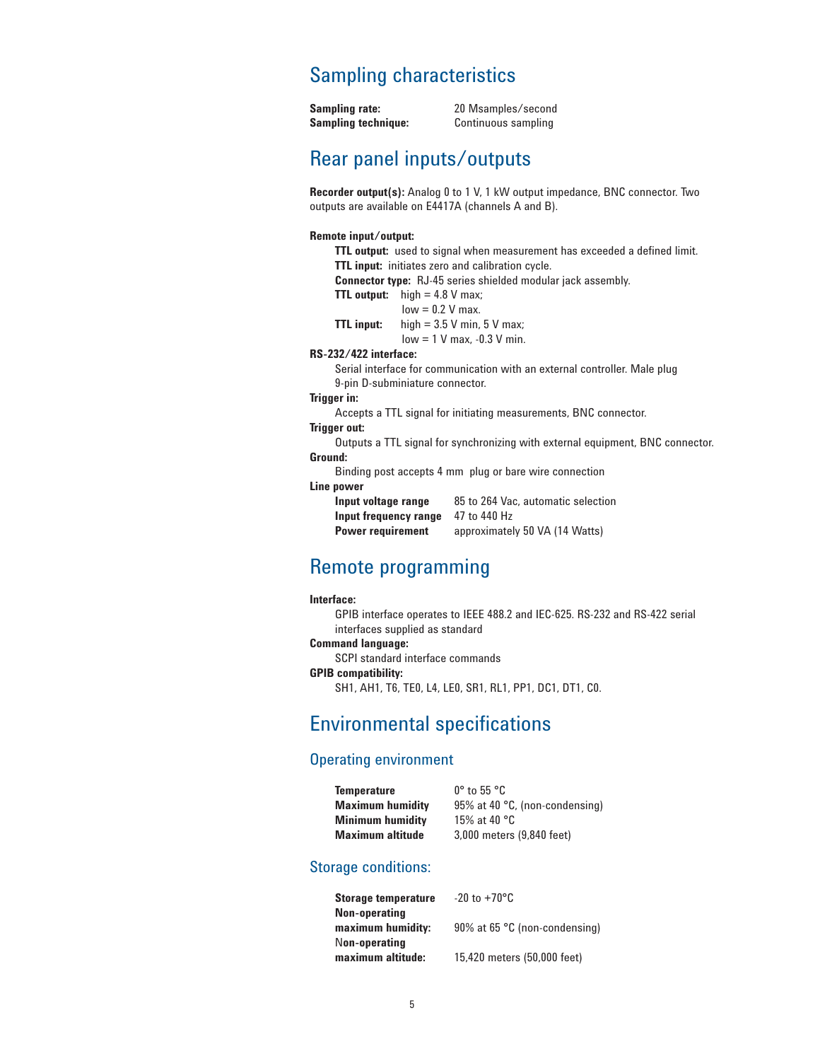## Sampling characteristics

| | |
|---|---|
| **Sampling rate:** | 20 Msamples/second |
| **Sampling technique:** | Continuous sampling |

## Rear panel inputs/outputs

**Recorder output(s):** Analog 0 to 1 V, 1 kW output impedance, BNC connector. Two outputs are available on E4417A (channels A and B).

**Remote input/output:**

- **TTL output:** used to signal when measurement has exceeded a defined limit.
- **TTL input:** initiates zero and calibration cycle.
- **Connector type:** RJ-45 series shielded modular jack assembly.
- **TTL output:** high = 4.8 V max; low = 0.2 V max.
- **TTL input:** high = 3.5 V min, 5 V max; low = 1 V max, -0.3 V min.

**RS-232/422 interface:**

Serial interface for communication with an external controller. Male plug 9-pin D-subminiature connector.

**Trigger in:**

Accepts a TTL signal for initiating measurements, BNC connector.

**Trigger out:**

Outputs a TTL signal for synchronizing with external equipment, BNC connector.

**Ground:**

Binding post accepts 4 mm plug or bare wire connection

**Line power**

| | |
|---|---|
| **Input voltage range** | 85 to 264 Vac, automatic selection |
| **Input frequency range** | 47 to 440 Hz |
| **Power requirement** | approximately 50 VA (14 Watts) |

## Remote programming

**Interface:**

GPIB interface operates to IEEE 488.2 and IEC-625. RS-232 and RS-422 serial interfaces supplied as standard

**Command language:**

SCPI standard interface commands

**GPIB compatibility:**

SH1, AH1, T6, TE0, L4, LE0, SR1, RL1, PP1, DC1, DT1, C0.

## Environmental specifications

### Operating environment

| | |
|---|---|
| **Temperature** | 0° to 55 °C |
| **Maximum humidity** | 95% at 40 °C, (non-condensing) |
| **Minimum humidity** | 15% at 40 °C |
| **Maximum altitude** | 3,000 meters (9,840 feet) |

### Storage conditions:

| | |
|---|---|
| **Storage temperature** | -20 to +70°C |
| **Non-operating maximum humidity:** | 90% at 65 °C (non-condensing) |
| **Non-operating maximum altitude:** | 15,420 meters (50,000 feet) |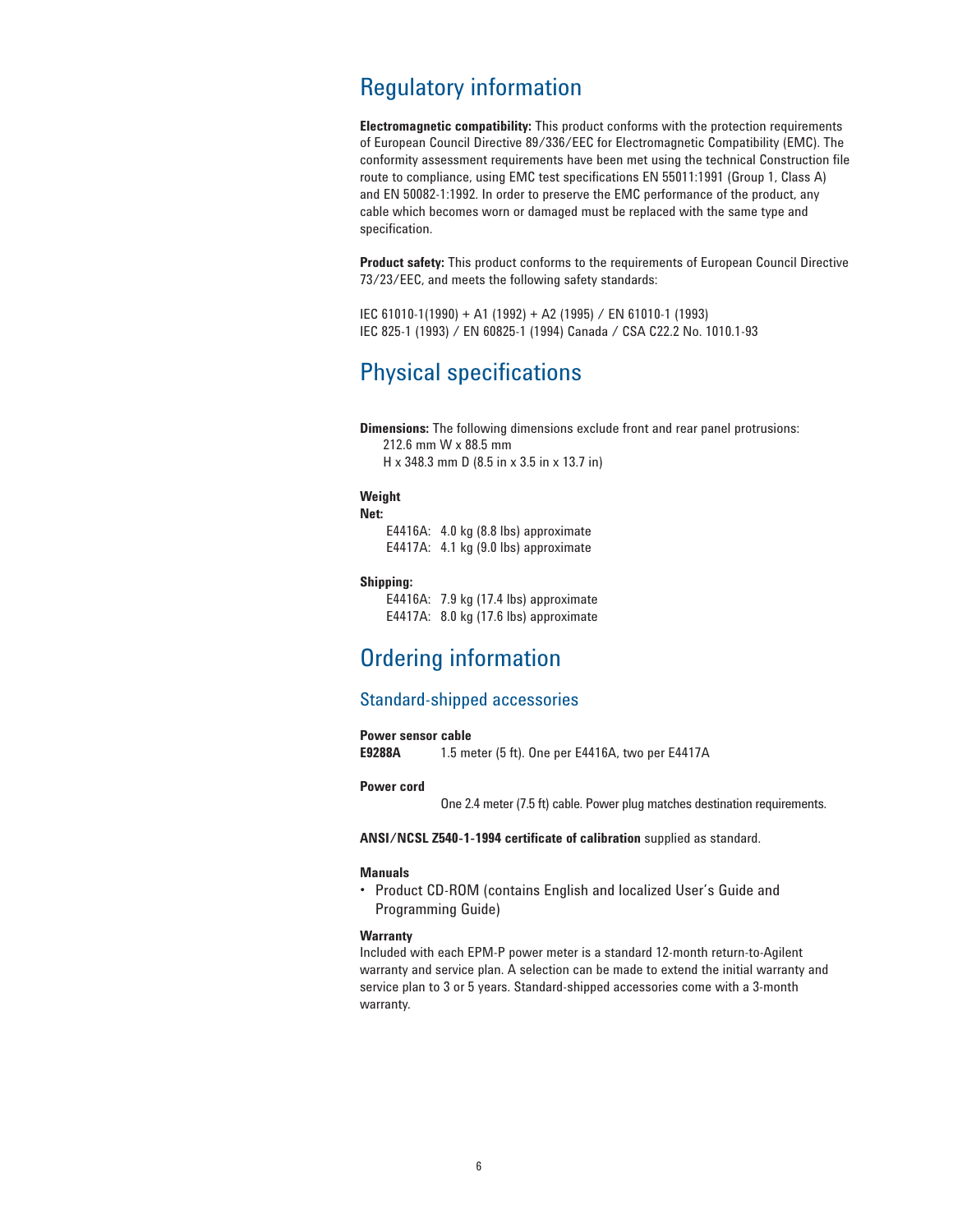# Regulatory information

**Electromagnetic compatibility:** This product conforms with the protection requirements of European Council Directive 89/336/EEC for Electromagnetic Compatibility (EMC). The conformity assessment requirements have been met using the technical Construction file route to compliance, using EMC test specifications EN 55011:1991 (Group 1, Class A) and EN 50082-1:1992. In order to preserve the EMC performance of the product, any cable which becomes worn or damaged must be replaced with the same type and specification.

**Product safety:** This product conforms to the requirements of European Council Directive 73/23/EEC, and meets the following safety standards:

IEC 61010-1(1990) + A1 (1992) + A2 (1995) / EN 61010-1 (1993)
IEC 825-1 (1993) / EN 60825-1 (1994) Canada / CSA C22.2 No. 1010.1-93

# Physical specifications

**Dimensions:** The following dimensions exclude front and rear panel protrusions:
212.6 mm W x 88.5 mm
H x 348.3 mm D (8.5 in x 3.5 in x 13.7 in)

**Weight**

**Net:**

E4416A: 4.0 kg (8.8 lbs) approximate
E4417A: 4.1 kg (9.0 lbs) approximate

**Shipping:**

E4416A: 7.9 kg (17.4 lbs) approximate
E4417A: 8.0 kg (17.6 lbs) approximate

# Ordering information

## Standard-shipped accessories

**Power sensor cable**

**E9288A** 1.5 meter (5 ft). One per E4416A, two per E4417A

**Power cord**

One 2.4 meter (7.5 ft) cable. Power plug matches destination requirements.

**ANSI/NCSL Z540-1-1994 certificate of calibration** supplied as standard.

**Manuals**

- Product CD-ROM (contains English and localized User's Guide and Programming Guide)

**Warranty**

Included with each EPM-P power meter is a standard 12-month return-to-Agilent warranty and service plan. A selection can be made to extend the initial warranty and service plan to 3 or 5 years. Standard-shipped accessories come with a 3-month warranty.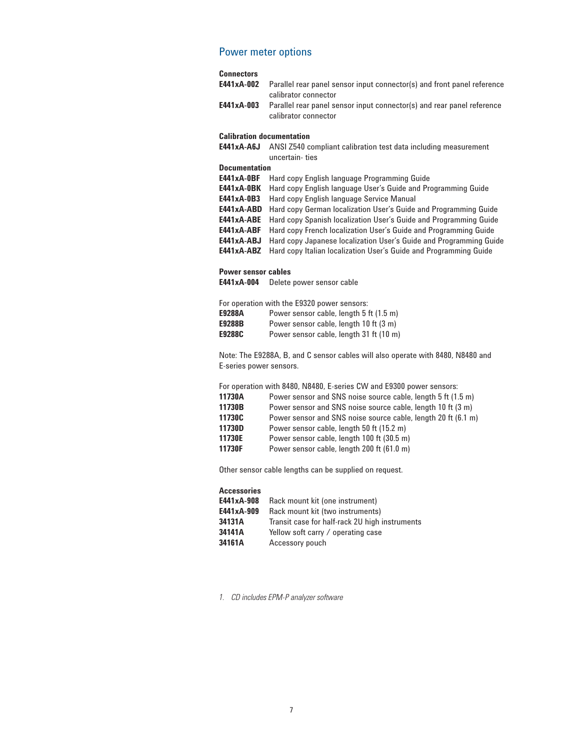## Power meter options

**Connectors**

| | |
|---|---|
| **E441xA-002** | Parallel rear panel sensor input connector(s) and front panel reference calibrator connector |
| **E441xA-003** | Parallel rear panel sensor input connector(s) and rear panel reference calibrator connector |

**Calibration documentation**

| | |
|---|---|
| **E441xA-A6J** | ANSI Z540 compliant calibration test data including measurement uncertain- ties |

**Documentation**

| | |
|---|---|
| **E441xA-0BF** | Hard copy English language Programming Guide |
| **E441xA-0BK** | Hard copy English language User's Guide and Programming Guide |
| **E441xA-0B3** | Hard copy English language Service Manual |
| **E441xA-ABD** | Hard copy German localization User's Guide and Programming Guide |
| **E441xA-ABE** | Hard copy Spanish localization User's Guide and Programming Guide |
| **E441xA-ABF** | Hard copy French localization User's Guide and Programming Guide |
| **E441xA-ABJ** | Hard copy Japanese localization User's Guide and Programming Guide |
| **E441xA-ABZ** | Hard copy Italian localization User's Guide and Programming Guide |

**Power sensor cables**

| | |
|---|---|
| **E441xA-004** | Delete power sensor cable |

For operation with the E9320 power sensors:

| | |
|---|---|
| **E9288A** | Power sensor cable, length 5 ft (1.5 m) |
| **E9288B** | Power sensor cable, length 10 ft (3 m) |
| **E9288C** | Power sensor cable, length 31 ft (10 m) |

Note: The E9288A, B, and C sensor cables will also operate with 8480, N8480 and E-series power sensors.

For operation with 8480, N8480, E-series CW and E9300 power sensors:

| | |
|---|---|
| **11730A** | Power sensor and SNS noise source cable, length 5 ft (1.5 m) |
| **11730B** | Power sensor and SNS noise source cable, length 10 ft (3 m) |
| **11730C** | Power sensor and SNS noise source cable, length 20 ft (6.1 m) |
| **11730D** | Power sensor cable, length 50 ft (15.2 m) |
| **11730E** | Power sensor cable, length 100 ft (30.5 m) |
| **11730F** | Power sensor cable, length 200 ft (61.0 m) |

Other sensor cable lengths can be supplied on request.

**Accessories**

| | |
|---|---|
| **E441xA-908** | Rack mount kit (one instrument) |
| **E441xA-909** | Rack mount kit (two instruments) |
| **34131A** | Transit case for half-rack 2U high instruments |
| **34141A** | Yellow soft carry / operating case |
| **34161A** | Accessory pouch |

*1. CD includes EPM-P analyzer software*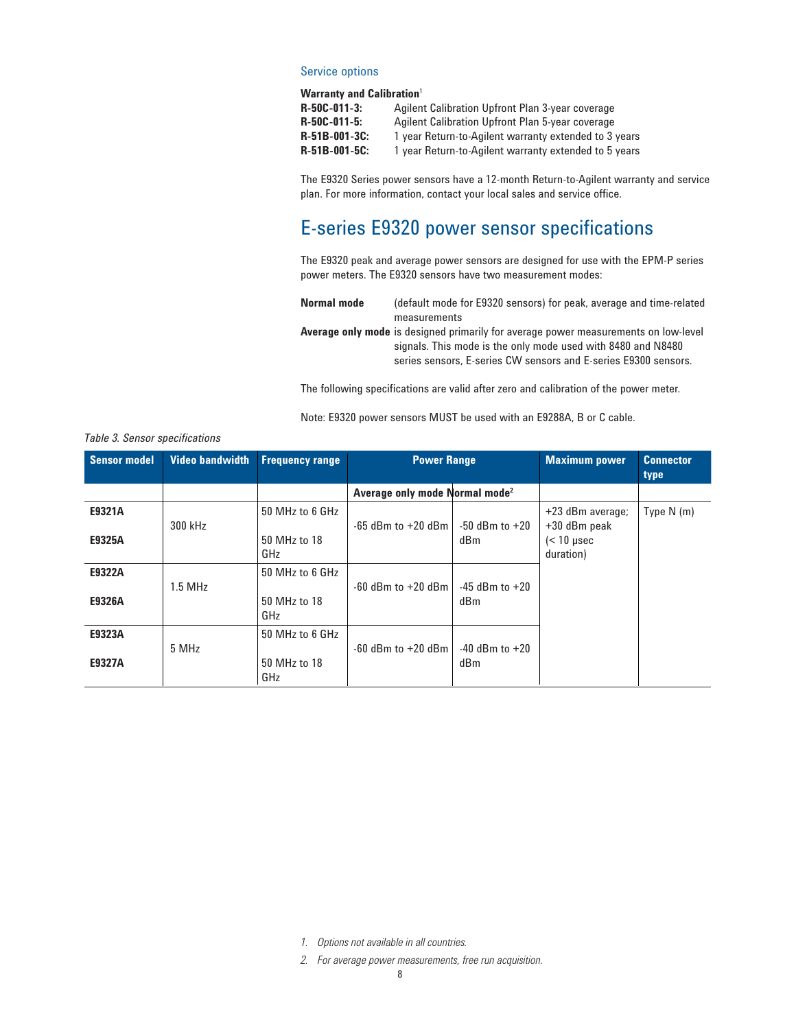### Service options

**Warranty and Calibration**[1]

**R-50C-011-3:** Agilent Calibration Upfront Plan 3-year coverage
**R-50C-011-5:** Agilent Calibration Upfront Plan 5-year coverage
**R-51B-001-3C:** 1 year Return-to-Agilent warranty extended to 3 years
**R-51B-001-5C:** 1 year Return-to-Agilent warranty extended to 5 years

The E9320 Series power sensors have a 12-month Return-to-Agilent warranty and service plan. For more information, contact your local sales and service office.

## E-series E9320 power sensor specifications

The E9320 peak and average power sensors are designed for use with the EPM-P series power meters. The E9320 sensors have two measurement modes:

**Normal mode** (default mode for E9320 sensors) for peak, average and time-related measurements

**Average only mode** is designed primarily for average power measurements on low-level signals. This mode is the only mode used with 8480 and N8480 series sensors, E-series CW sensors and E-series E9300 sensors.

The following specifications are valid after zero and calibration of the power meter.

Note: E9320 power sensors MUST be used with an E9288A, B or C cable.

*Table 3. Sensor specifications*

| Sensor model | Video bandwidth | Frequency range | Power Range | | Maximum power | Connector type |
|---|---|---|---|---|---|---|
| | | | Average only mode | Normal mode[2] | | |
| E9321A | 300 kHz | 50 MHz to 6 GHz | -65 dBm to +20 dBm | -50 dBm to +20 dBm | +23 dBm average; +30 dBm peak (< 10 µsec duration) | Type N (m) |
| E9325A | | 50 MHz to 18 GHz | | | | |
| E9322A | 1.5 MHz | 50 MHz to 6 GHz | -60 dBm to +20 dBm | -45 dBm to +20 dBm | | |
| E9326A | | 50 MHz to 18 GHz | | | | |
| E9323A | 5 MHz | 50 MHz to 6 GHz | -60 dBm to +20 dBm | -40 dBm to +20 dBm | | |
| E9327A | | 50 MHz to 18 GHz | | | | |

1. *Options not available in all countries.*
2. *For average power measurements, free run acquisition.*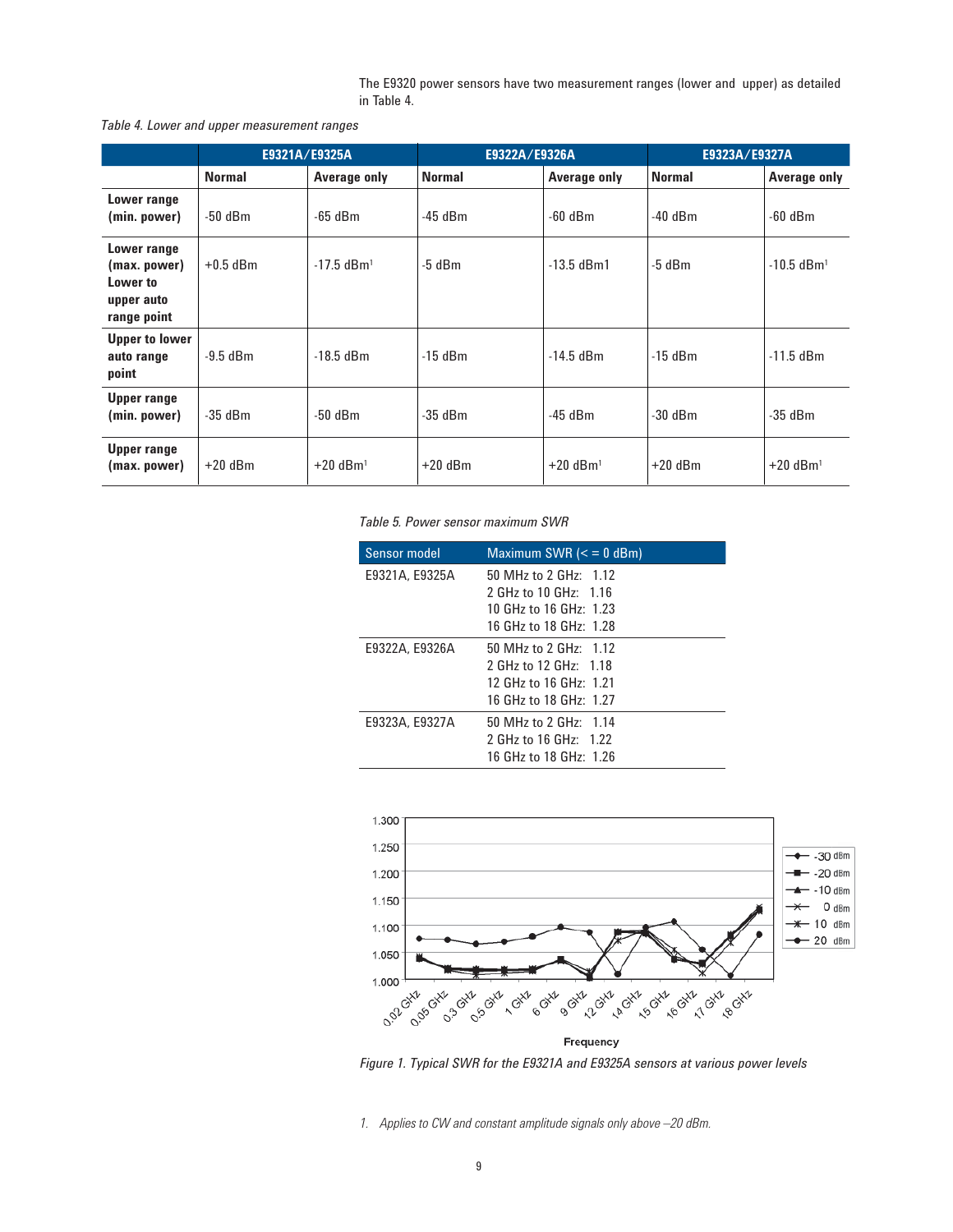The E9320 power sensors have two measurement ranges (lower and upper) as detailed in Table 4.

*Table 4. Lower and upper measurement ranges*

| | E9321A/E9325A | | E9322A/E9326A | | E9323A/E9327A | |
|---|---|---|---|---|---|---|
| | **Normal** | **Average only** | **Normal** | **Average only** | **Normal** | **Average only** |
| **Lower range (min. power)** | -50 dBm | -65 dBm | -45 dBm | -60 dBm | -40 dBm | -60 dBm |
| **Lower range (max. power) Lower to upper auto range point** | +0.5 dBm | -17.5 dBm[1] | -5 dBm | -13.5 dBm1 | -5 dBm | -10.5 dBm[1] |
| **Upper to lower auto range point** | -9.5 dBm | -18.5 dBm | -15 dBm | -14.5 dBm | -15 dBm | -11.5 dBm |
| **Upper range (min. power)** | -35 dBm | -50 dBm | -35 dBm | -45 dBm | -30 dBm | -35 dBm |
| **Upper range (max. power)** | +20 dBm | +20 dBm[1] | +20 dBm | +20 dBm[1] | +20 dBm | +20 dBm[1] |

*Table 5. Power sensor maximum SWR*

| Sensor model | Maximum SWR (< = 0 dBm) |
|---|---|
| E9321A, E9325A | 50 MHz to 2 GHz: 1.12<br>2 GHz to 10 GHz: 1.16<br>10 GHz to 16 GHz: 1.23<br>16 GHz to 18 GHz: 1.28 |
| E9322A, E9326A | 50 MHz to 2 GHz: 1.12<br>2 GHz to 12 GHz: 1.18<br>12 GHz to 16 GHz: 1.21<br>16 GHz to 18 GHz: 1.27 |
| E9323A, E9327A | 50 MHz to 2 GHz: 1.14<br>2 GHz to 16 GHz: 1.22<br>16 GHz to 18 GHz: 1.26 |

*Figure 1. Typical SWR for the E9321A and E9325A sensors at various power levels*

1. *Applies to CW and constant amplitude signals only above –20 dBm.*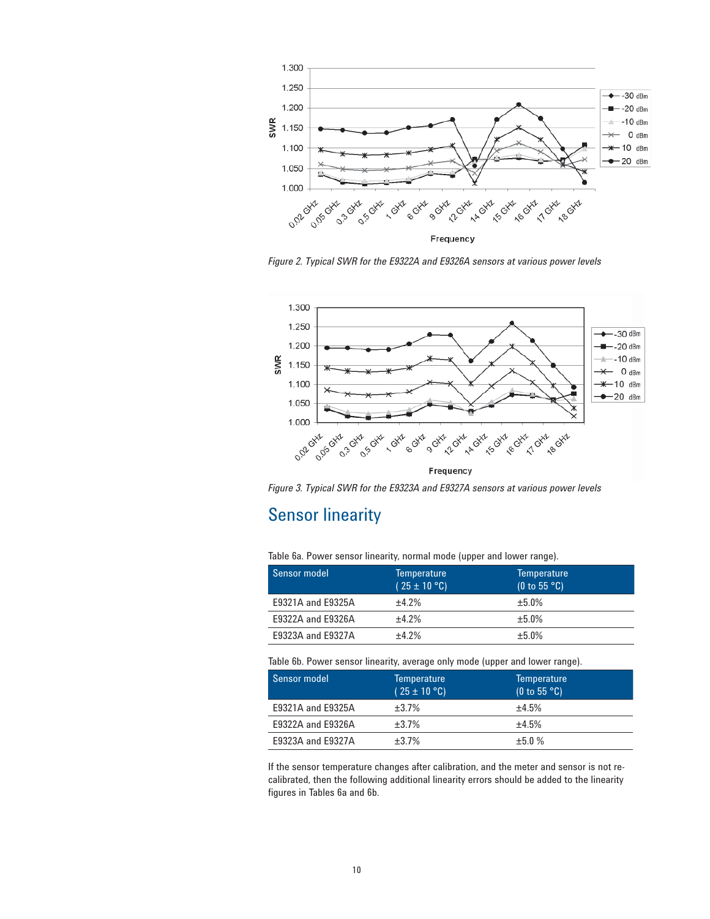Figure 2. Typical SWR for the E9322A and E9326A sensors at various power levels

Figure 3. Typical SWR for the E9323A and E9327A sensors at various power levels

## Sensor linearity

Table 6a. Power sensor linearity, normal mode (upper and lower range).

| Sensor model | Temperature ( 25 ± 10 °C) | Temperature (0 to 55 °C) |
|---|---|---|
| E9321A and E9325A | ±4.2% | ±5.0% |
| E9322A and E9326A | ±4.2% | ±5.0% |
| E9323A and E9327A | ±4.2% | ±5.0% |

Table 6b. Power sensor linearity, average only mode (upper and lower range).

| Sensor model | Temperature ( 25 ± 10 °C) | Temperature (0 to 55 °C) |
|---|---|---|
| E9321A and E9325A | ±3.7% | ±4.5% |
| E9322A and E9326A | ±3.7% | ±4.5% |
| E9323A and E9327A | ±3.7% | ±5.0 % |

If the sensor temperature changes after calibration, and the meter and sensor is not re-calibrated, then the following additional linearity errors should be added to the linearity figures in Tables 6a and 6b.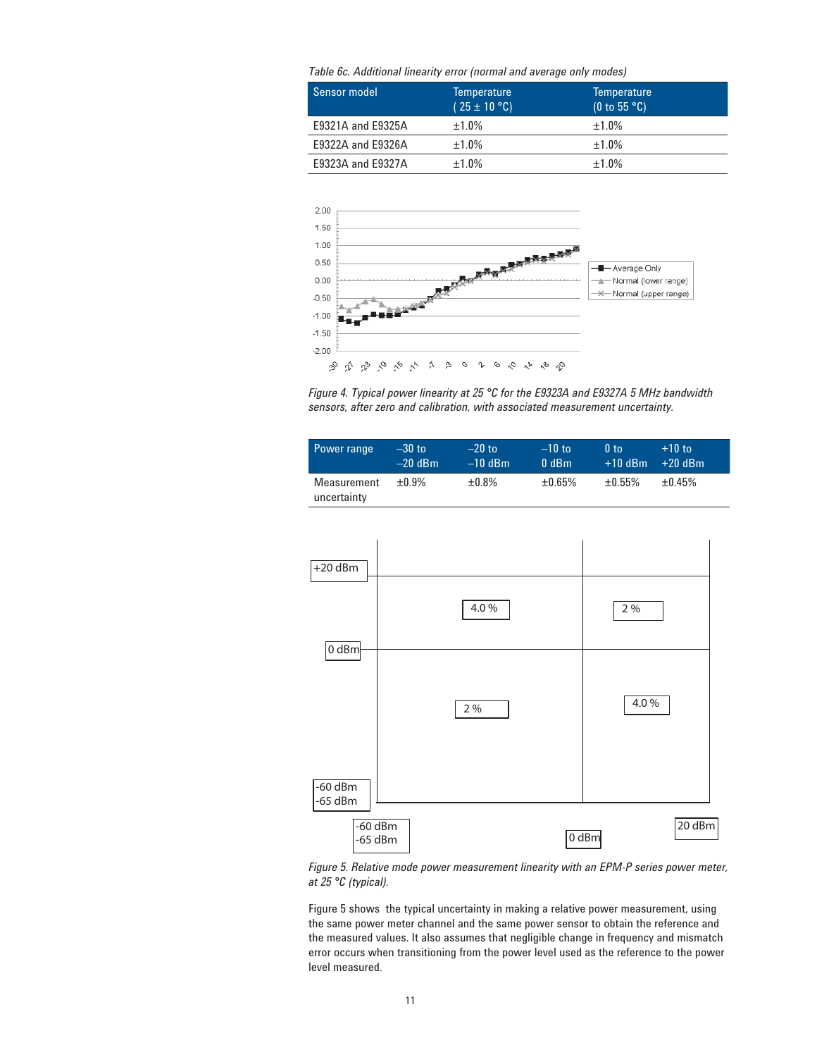*Table 6c. Additional linearity error (normal and average only modes)*

| Sensor model | Temperature ( 25 ± 10 °C) | Temperature (0 to 55 °C) |
|---|---|---|
| E9321A and E9325A | ±1.0% | ±1.0% |
| E9322A and E9326A | ±1.0% | ±1.0% |
| E9323A and E9327A | ±1.0% | ±1.0% |

*Figure 4. Typical power linearity at 25 °C for the E9323A and E9327A 5 MHz bandwidth sensors, after zero and calibration, with associated measurement uncertainty.*

| Power range | –30 to –20 dBm | –20 to –10 dBm | –10 to 0 dBm | 0 to +10 dBm | +10 to +20 dBm |
|---|---|---|---|---|---|
| Measurement uncertainty | ±0.9% | ±0.8% | ±0.65% | ±0.55% | ±0.45% |

*Figure 5. Relative mode power measurement linearity with an EPM-P series power meter, at 25 °C (typical).*

Figure 5 shows the typical uncertainty in making a relative power measurement, using the same power meter channel and the same power sensor to obtain the reference and the measured values. It also assumes that negligible change in frequency and mismatch error occurs when transitioning from the power level used as the reference to the power level measured.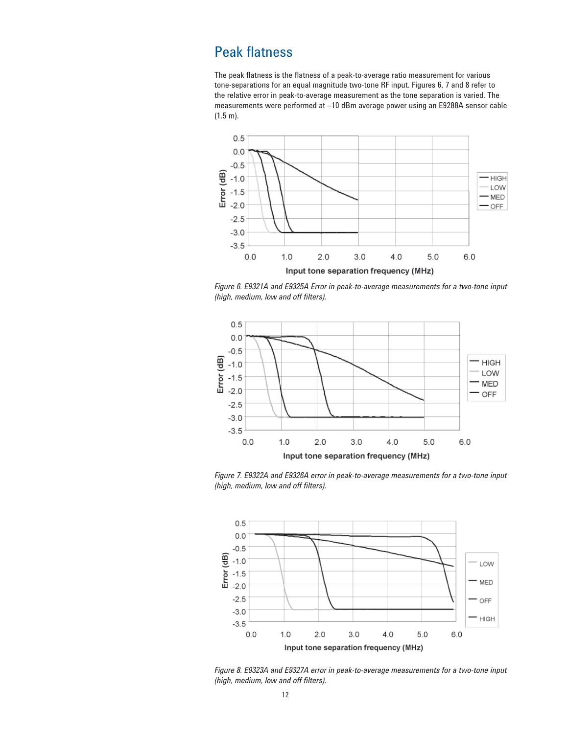## Peak flatness

The peak flatness is the flatness of a peak-to-average ratio measurement for various tone-separations for an equal magnitude two-tone RF input. Figures 6, 7 and 8 refer to the relative error in peak-to-average measurement as the tone separation is varied. The measurements were performed at –10 dBm average power using an E9288A sensor cable (1.5 m).

*Figure 6. E9321A and E9325A Error in peak-to-average measurements for a two-tone input (high, medium, low and off filters).*

*Figure 7. E9322A and E9326A error in peak-to-average measurements for a two-tone input (high, medium, low and off filters).*

*Figure 8. E9323A and E9327A error in peak-to-average measurements for a two-tone input (high, medium, low and off filters).*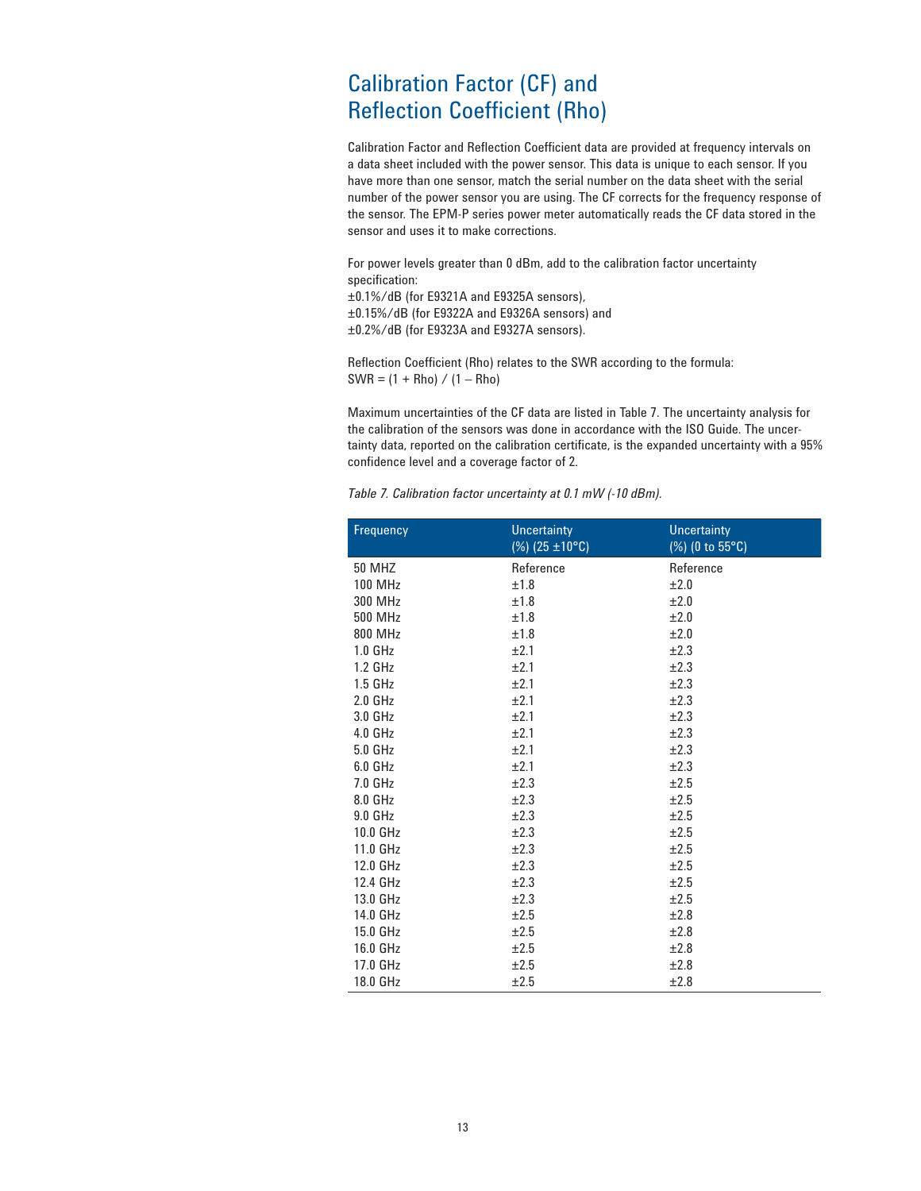# Calibration Factor (CF) and Reflection Coefficient (Rho)

Calibration Factor and Reflection Coefficient data are provided at frequency intervals on a data sheet included with the power sensor. This data is unique to each sensor. If you have more than one sensor, match the serial number on the data sheet with the serial number of the power sensor you are using. The CF corrects for the frequency response of the sensor. The EPM-P series power meter automatically reads the CF data stored in the sensor and uses it to make corrections.

For power levels greater than 0 dBm, add to the calibration factor uncertainty specification:
±0.1%/dB (for E9321A and E9325A sensors),
±0.15%/dB (for E9322A and E9326A sensors) and
±0.2%/dB (for E9323A and E9327A sensors).

Reflection Coefficient (Rho) relates to the SWR according to the formula:
SWR = (1 + Rho) / (1 – Rho)

Maximum uncertainties of the CF data are listed in Table 7. The uncertainty analysis for the calibration of the sensors was done in accordance with the ISO Guide. The uncertainty data, reported on the calibration certificate, is the expanded uncertainty with a 95% confidence level and a coverage factor of 2.

*Table 7. Calibration factor uncertainty at 0.1 mW (-10 dBm).*

| Frequency | Uncertainty (%) (25 ±10°C) | Uncertainty (%) (0 to 55°C) |
|---|---|---|
| 50 MHZ | Reference | Reference |
| 100 MHz | ±1.8 | ±2.0 |
| 300 MHz | ±1.8 | ±2.0 |
| 500 MHz | ±1.8 | ±2.0 |
| 800 MHz | ±1.8 | ±2.0 |
| 1.0 GHz | ±2.1 | ±2.3 |
| 1.2 GHz | ±2.1 | ±2.3 |
| 1.5 GHz | ±2.1 | ±2.3 |
| 2.0 GHz | ±2.1 | ±2.3 |
| 3.0 GHz | ±2.1 | ±2.3 |
| 4.0 GHz | ±2.1 | ±2.3 |
| 5.0 GHz | ±2.1 | ±2.3 |
| 6.0 GHz | ±2.1 | ±2.3 |
| 7.0 GHz | ±2.3 | ±2.5 |
| 8.0 GHz | ±2.3 | ±2.5 |
| 9.0 GHz | ±2.3 | ±2.5 |
| 10.0 GHz | ±2.3 | ±2.5 |
| 11.0 GHz | ±2.3 | ±2.5 |
| 12.0 GHz | ±2.3 | ±2.5 |
| 12.4 GHz | ±2.3 | ±2.5 |
| 13.0 GHz | ±2.3 | ±2.5 |
| 14.0 GHz | ±2.5 | ±2.8 |
| 15.0 GHz | ±2.5 | ±2.8 |
| 16.0 GHz | ±2.5 | ±2.8 |
| 17.0 GHz | ±2.5 | ±2.8 |
| 18.0 GHz | ±2.5 | ±2.8 |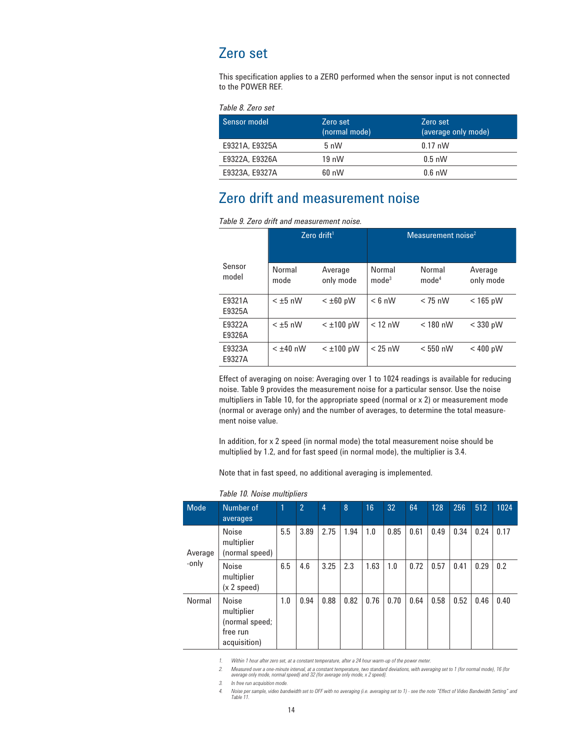## Zero set

This specification applies to a ZERO performed when the sensor input is not connected to the POWER REF.

*Table 8. Zero set*

| Sensor model | Zero set (normal mode) | Zero set (average only mode) |
|---|---|---|
| E9321A, E9325A | 5 nW | 0.17 nW |
| E9322A, E9326A | 19 nW | 0.5 nW |
| E9323A, E9327A | 60 nW | 0.6 nW |

## Zero drift and measurement noise

*Table 9. Zero drift and measurement noise.*

| Sensor model | Zero drift[1] | | Measurement noise[2] | | |
|---|---|---|---|---|---|
| | Normal mode | Average only mode | Normal mode[3] | Normal mode[4] | Average only mode |
| E9321A E9325A | < ±5 nW | < ±60 pW | < 6 nW | < 75 nW | < 165 pW |
| E9322A E9326A | < ±5 nW | < ±100 pW | < 12 nW | < 180 nW | < 330 pW |
| E9323A E9327A | < ±40 nW | < ±100 pW | < 25 nW | < 550 nW | < 400 pW |

Effect of averaging on noise: Averaging over 1 to 1024 readings is available for reducing noise. Table 9 provides the measurement noise for a particular sensor. Use the noise multipliers in Table 10, for the appropriate speed (normal or x 2) or measurement mode (normal or average only) and the number of averages, to determine the total measurement noise value.

In addition, for x 2 speed (in normal mode) the total measurement noise should be multiplied by 1.2, and for fast speed (in normal mode), the multiplier is 3.4.

Note that in fast speed, no additional averaging is implemented.

*Table 10. Noise multipliers*

| Mode | Number of averages | 1 | 2 | 4 | 8 | 16 | 32 | 64 | 128 | 256 | 512 | 1024 |
|---|---|---|---|---|---|---|---|---|---|---|---|---|
| Average -only | Noise multiplier (normal speed) | 5.5 | 3.89 | 2.75 | 1.94 | 1.0 | 0.85 | 0.61 | 0.49 | 0.34 | 0.24 | 0.17 |
| | Noise multiplier (x 2 speed) | 6.5 | 4.6 | 3.25 | 2.3 | 1.63 | 1.0 | 0.72 | 0.57 | 0.41 | 0.29 | 0.2 |
| Normal | Noise multiplier (normal speed; free run acquisition) | 1.0 | 0.94 | 0.88 | 0.82 | 0.76 | 0.70 | 0.64 | 0.58 | 0.52 | 0.46 | 0.40 |

1. Within 1 hour after zero set, at a constant temperature, after a 24 hour warm-up of the power meter.
2. Measured over a one-minute interval, at a constant temperature, two standard deviations, with averaging set to 1 (for normal mode), 16 (for average only mode, normal speed) and 32 (for average only mode, x 2 speed).
3. In free run acquisition mode.
4. Noise per sample, video bandwidth set to OFF with no averaging (i.e. averaging set to 1) - see the note "Effect of Video Bandwidth Setting" and Table 11.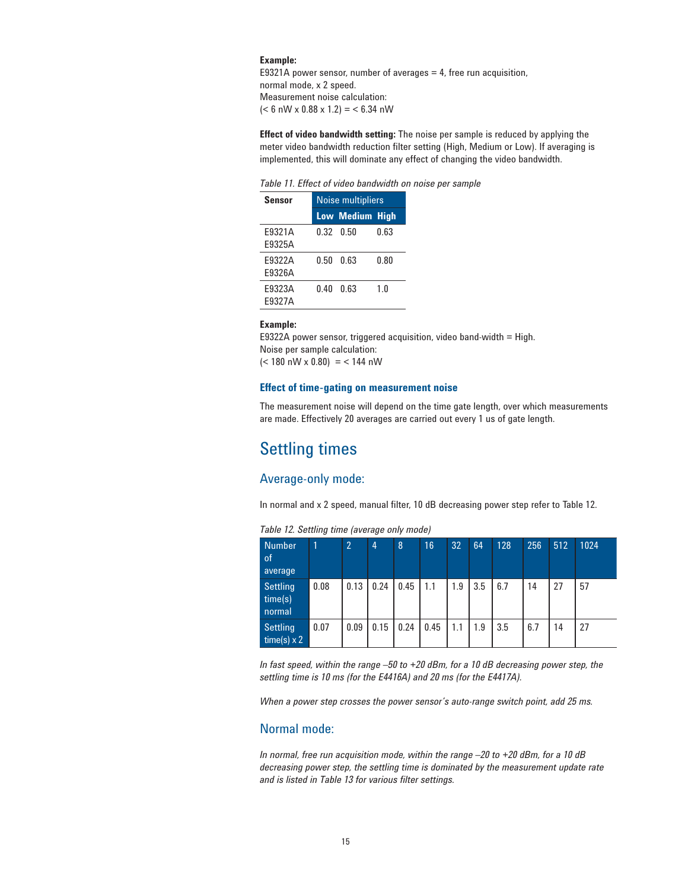**Example:**
E9321A power sensor, number of averages = 4, free run acquisition, normal mode, x 2 speed.
Measurement noise calculation:
(< 6 nW x 0.88 x 1.2) = < 6.34 nW

**Effect of video bandwidth setting:** The noise per sample is reduced by applying the meter video bandwidth reduction filter setting (High, Medium or Low). If averaging is implemented, this will dominate any effect of changing the video bandwidth.

*Table 11. Effect of video bandwidth on noise per sample*

| Sensor | Noise multipliers | | |
|---|---|---|---|
| | Low | Medium | High |
| E9321A E9325A | 0.32 | 0.50 | 0.63 |
| E9322A E9326A | 0.50 | 0.63 | 0.80 |
| E9323A E9327A | 0.40 | 0.63 | 1.0 |

**Example:**
E9322A power sensor, triggered acquisition, video band-width = High.
Noise per sample calculation:
(< 180 nW x 0.80) = < 144 nW

### Effect of time-gating on measurement noise

The measurement noise will depend on the time gate length, over which measurements are made. Effectively 20 averages are carried out every 1 us of gate length.

# Settling times

## Average-only mode:

In normal and x 2 speed, manual filter, 10 dB decreasing power step refer to Table 12.

*Table 12. Settling time (average only mode)*

| Number of average | 1 | 2 | 4 | 8 | 16 | 32 | 64 | 128 | 256 | 512 | 1024 |
|---|---|---|---|---|---|---|---|---|---|---|---|
| Settling time(s) normal | 0.08 | 0.13 | 0.24 | 0.45 | 1.1 | 1.9 | 3.5 | 6.7 | 14 | 27 | 57 |
| Settling time(s) x 2 | 0.07 | 0.09 | 0.15 | 0.24 | 0.45 | 1.1 | 1.9 | 3.5 | 6.7 | 14 | 27 |

*In fast speed, within the range –50 to +20 dBm, for a 10 dB decreasing power step, the settling time is 10 ms (for the E4416A) and 20 ms (for the E4417A).*

*When a power step crosses the power sensor's auto-range switch point, add 25 ms.*

## Normal mode:

*In normal, free run acquisition mode, within the range –20 to +20 dBm, for a 10 dB decreasing power step, the settling time is dominated by the measurement update rate and is listed in Table 13 for various filter settings.*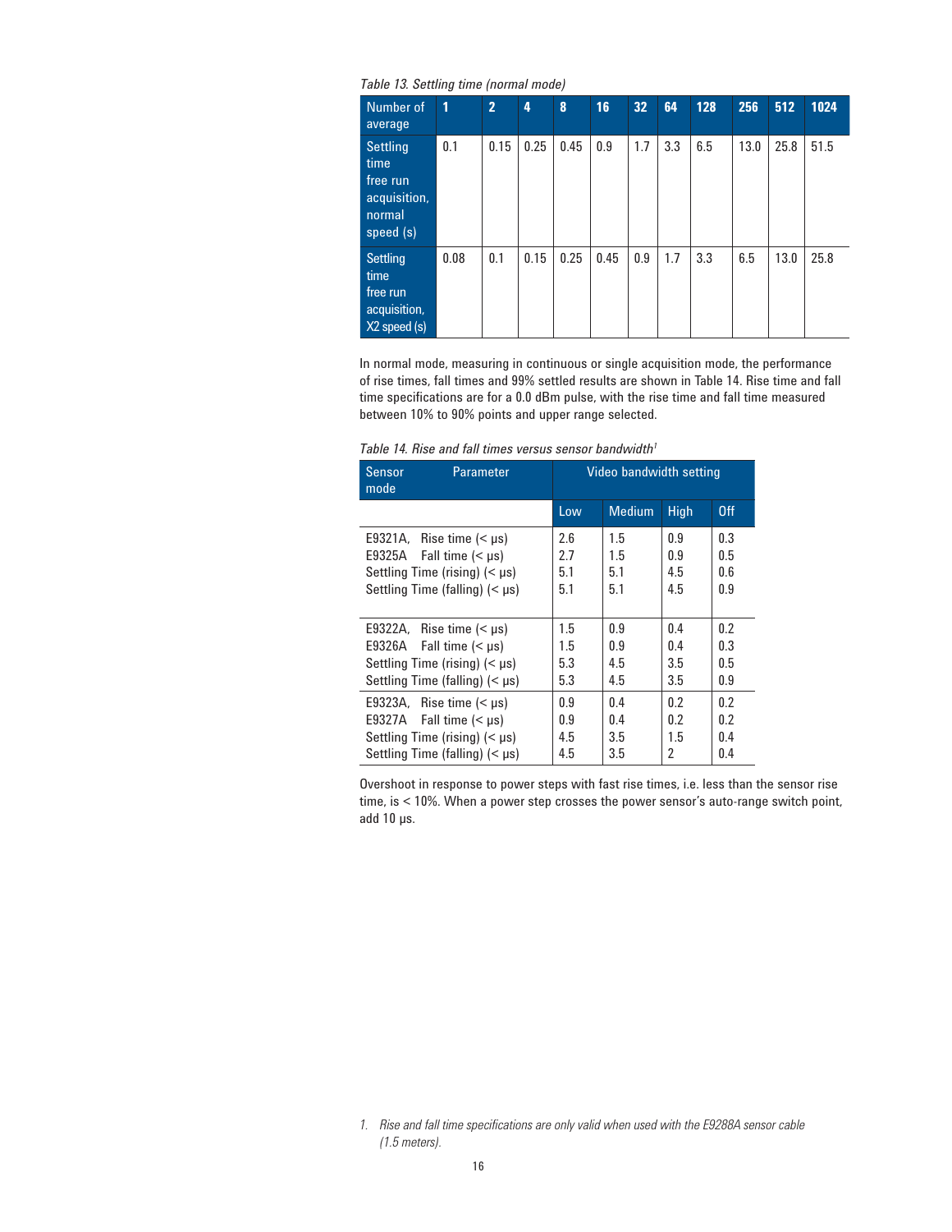*Table 13. Settling time (normal mode)*

| Number of average | 1 | 2 | 4 | 8 | 16 | 32 | 64 | 128 | 256 | 512 | 1024 |
|---|---|---|---|---|---|---|---|---|---|---|---|
| Settling time free run acquisition, normal speed (s) | 0.1 | 0.15 | 0.25 | 0.45 | 0.9 | 1.7 | 3.3 | 6.5 | 13.0 | 25.8 | 51.5 |
| Settling time free run acquisition, X2 speed (s) | 0.08 | 0.1 | 0.15 | 0.25 | 0.45 | 0.9 | 1.7 | 3.3 | 6.5 | 13.0 | 25.8 |

In normal mode, measuring in continuous or single acquisition mode, the performance of rise times, fall times and 99% settled results are shown in Table 14. Rise time and fall time specifications are for a 0.0 dBm pulse, with the rise time and fall time measured between 10% to 90% points and upper range selected.

*Table 14. Rise and fall times versus sensor bandwidth*[1]

| Sensor mode | Parameter | Video bandwidth setting | | | |
|---|---|---|---|---|---|
| | | Low | Medium | High | Off |
| E9321A, E9325A | Rise time (< µs) | 2.6 | 1.5 | 0.9 | 0.3 |
| | Fall time (< µs) | 2.7 | 1.5 | 0.9 | 0.5 |
| | Settling Time (rising) (< µs) | 5.1 | 5.1 | 4.5 | 0.6 |
| | Settling Time (falling) (< µs) | 5.1 | 5.1 | 4.5 | 0.9 |
| E9322A, E9326A | Rise time (< µs) | 1.5 | 0.9 | 0.4 | 0.2 |
| | Fall time (< µs) | 1.5 | 0.9 | 0.4 | 0.3 |
| | Settling Time (rising) (< µs) | 5.3 | 4.5 | 3.5 | 0.5 |
| | Settling Time (falling) (< µs) | 5.3 | 4.5 | 3.5 | 0.9 |
| E9323A, E9327A | Rise time (< µs) | 0.9 | 0.4 | 0.2 | 0.2 |
| | Fall time (< µs) | 0.9 | 0.4 | 0.2 | 0.2 |
| | Settling Time (rising) (< µs) | 4.5 | 3.5 | 1.5 | 0.4 |
| | Settling Time (falling) (< µs) | 4.5 | 3.5 | 2 | 0.4 |

Overshoot in response to power steps with fast rise times, i.e. less than the sensor rise time, is < 10%. When a power step crosses the power sensor's auto-range switch point, add 10 µs.

1. *Rise and fall time specifications are only valid when used with the E9288A sensor cable (1.5 meters).*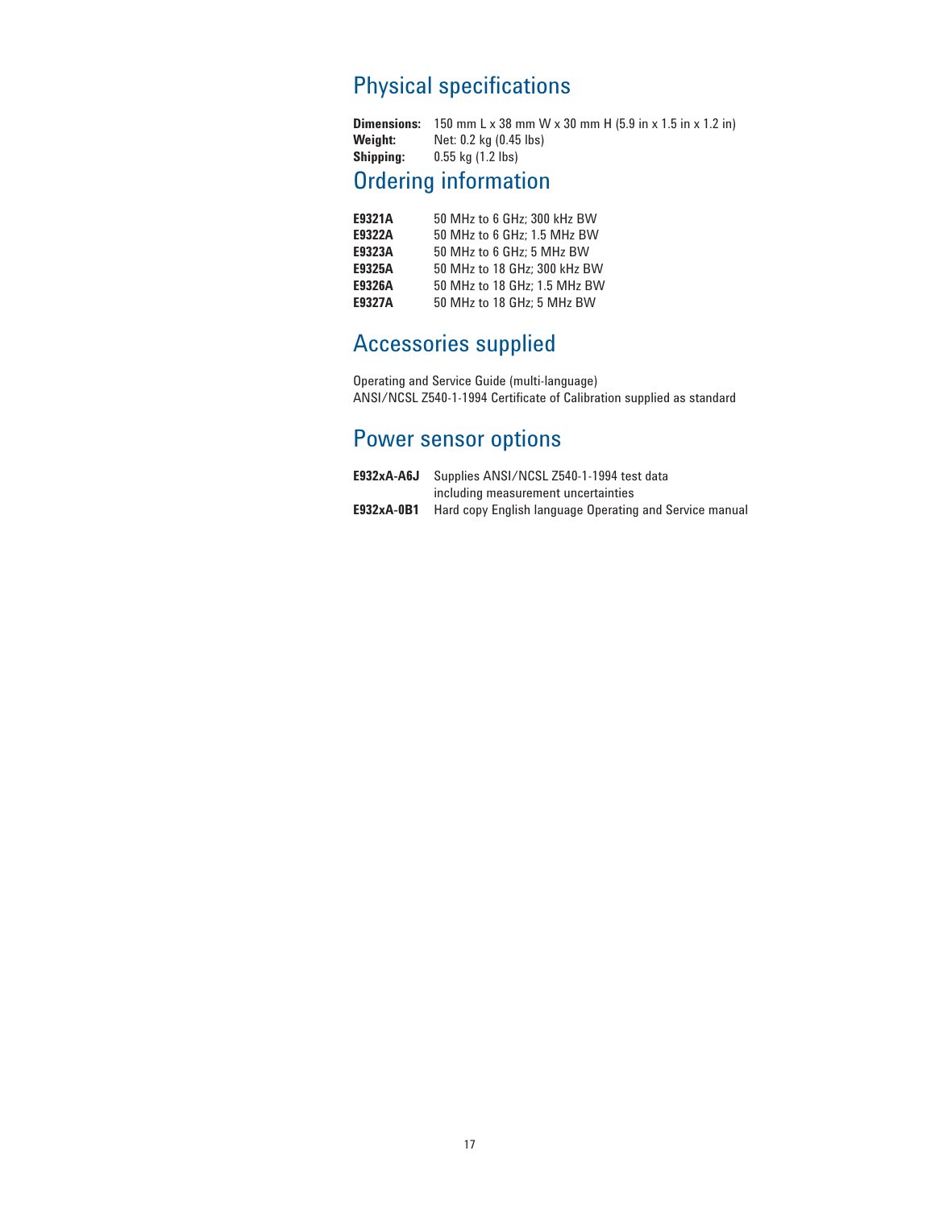## Physical specifications

**Dimensions:** 150 mm L x 38 mm W x 30 mm H (5.9 in x 1.5 in x 1.2 in)
**Weight:** Net: 0.2 kg (0.45 lbs)
**Shipping:** 0.55 kg (1.2 lbs)

## Ordering information

| | |
|---|---|
| **E9321A** | 50 MHz to 6 GHz; 300 kHz BW |
| **E9322A** | 50 MHz to 6 GHz; 1.5 MHz BW |
| **E9323A** | 50 MHz to 6 GHz; 5 MHz BW |
| **E9325A** | 50 MHz to 18 GHz; 300 kHz BW |
| **E9326A** | 50 MHz to 18 GHz; 1.5 MHz BW |
| **E9327A** | 50 MHz to 18 GHz; 5 MHz BW |

## Accessories supplied

Operating and Service Guide (multi-language)
ANSI/NCSL Z540-1-1994 Certificate of Calibration supplied as standard

## Power sensor options

| | |
|---|---|
| **E932xA-A6J** | Supplies ANSI/NCSL Z540-1-1994 test data including measurement uncertainties |
| **E932xA-0B1** | Hard copy English language Operating and Service manual |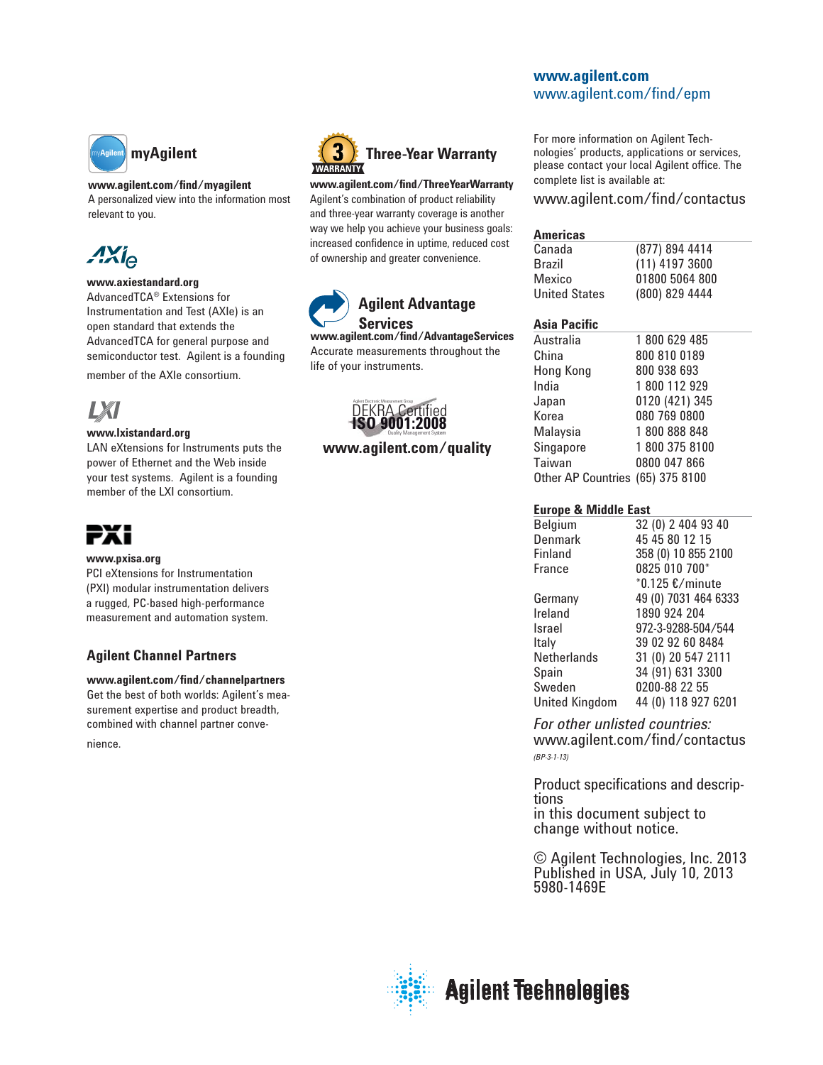**www.agilent.com**
www.agilent.com/find/epm

## myAgilent

**www.agilent.com/find/myagilent**
A personalized view into the information most relevant to you.

**www.axiestandard.org**
AdvancedTCA® Extensions for Instrumentation and Test (AXIe) is an open standard that extends the AdvancedTCA for general purpose and semiconductor test. Agilent is a founding member of the AXIe consortium.

**www.lxistandard.org**
LAN eXtensions for Instruments puts the power of Ethernet and the Web inside your test systems. Agilent is a founding member of the LXI consortium.

**www.pxisa.org**
PCI eXtensions for Instrumentation (PXI) modular instrumentation delivers a rugged, PC-based high-performance measurement and automation system.

## Agilent Channel Partners

**www.agilent.com/find/channelpartners**
Get the best of both worlds: Agilent's measurement expertise and product breadth, combined with channel partner convenience.

## Three-Year Warranty

**www.agilent.com/find/ThreeYearWarranty**
Agilent's combination of product reliability and three-year warranty coverage is another way we help you achieve your business goals: increased confidence in uptime, reduced cost of ownership and greater convenience.

## Agilent Advantage Services

**www.agilent.com/find/AdvantageServices**
Accurate measurements throughout the life of your instruments.

Agilent Electronic Measurement Group
DEKRA Certified
ISO 9001:2008
Quality Management System

**www.agilent.com/quality**

For more information on Agilent Technologies' products, applications or services, please contact your local Agilent office. The complete list is available at:

www.agilent.com/find/contactus

| **Americas** | |
|---|---|
| Canada | (877) 894 4414 |
| Brazil | (11) 4197 3600 |
| Mexico | 01800 5064 800 |
| United States | (800) 829 4444 |

| **Asia Pacific** | |
|---|---|
| Australia | 1 800 629 485 |
| China | 800 810 0189 |
| Hong Kong | 800 938 693 |
| India | 1 800 112 929 |
| Japan | 0120 (421) 345 |
| Korea | 080 769 0800 |
| Malaysia | 1 800 888 848 |
| Singapore | 1 800 375 8100 |
| Taiwan | 0800 047 866 |
| Other AP Countries | (65) 375 8100 |

| **Europe & Middle East** | |
|---|---|
| Belgium | 32 (0) 2 404 93 40 |
| Denmark | 45 45 80 12 15 |
| Finland | 358 (0) 10 855 2100 |
| France | 0825 010 700* *0.125 €/minute |
| Germany | 49 (0) 7031 464 6333 |
| Ireland | 1890 924 204 |
| Israel | 972-3-9288-504/544 |
| Italy | 39 02 92 60 8484 |
| Netherlands | 31 (0) 20 547 2111 |
| Spain | 34 (91) 631 3300 |
| Sweden | 0200-88 22 55 |
| United Kingdom | 44 (0) 118 927 6201 |

*For other unlisted countries:*
www.agilent.com/find/contactus

*(BP-3-1-13)*

Product specifications and descriptions in this document subject to change without notice.

© Agilent Technologies, Inc. 2013
Published in USA, July 10, 2013
5980-1469E

Agilent Technologies